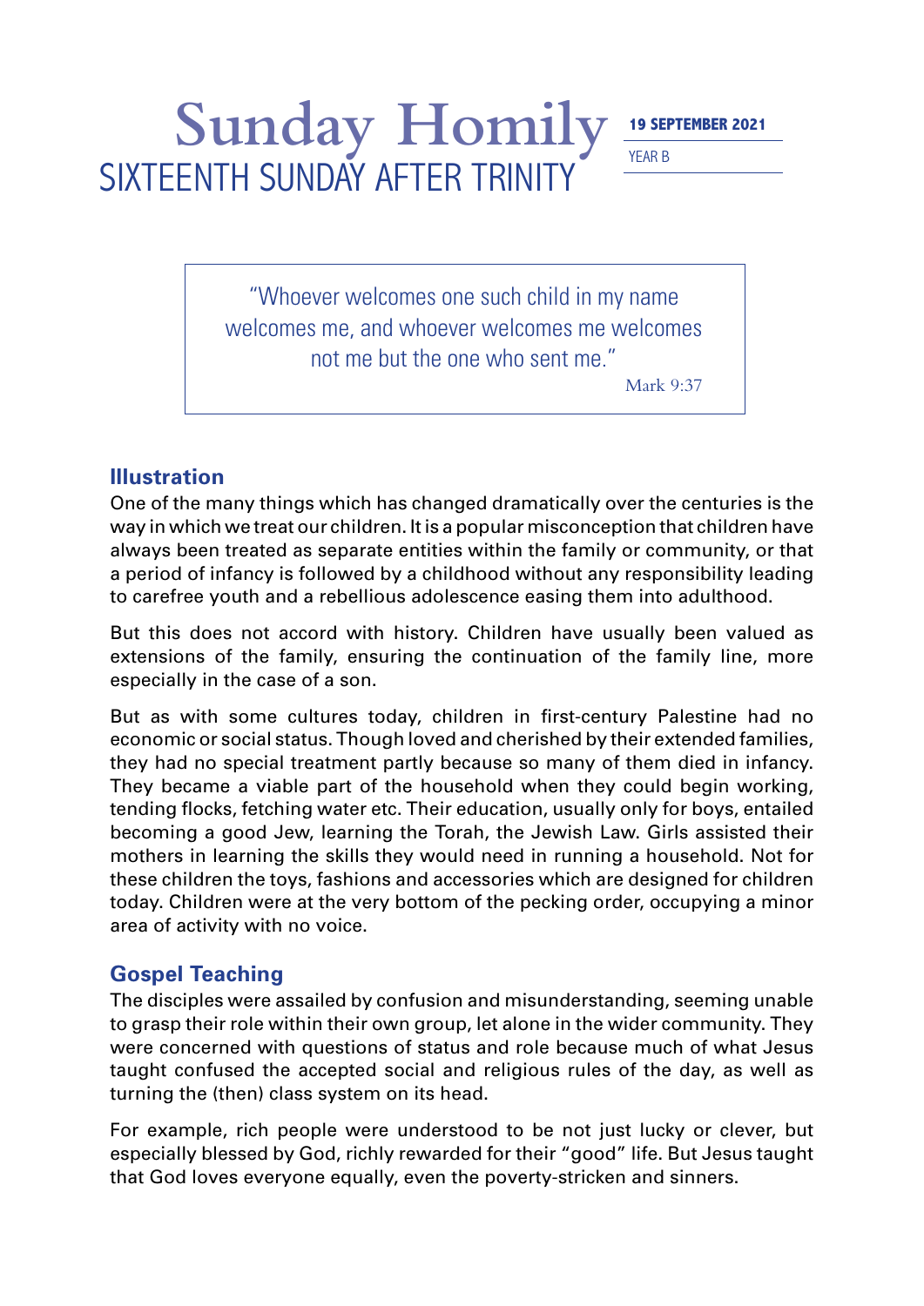# Sunday Homily

## SIXTEENTH SUNDAY AFTER TRINITY

**19 SEPTEMBER 2021**

YEAR B

> "Whoever welcomes one such child in my name welcomes me, and whoever welcomes me welcomes not me but the one who sent me."
>
> Mark 9:37

## Illustration

One of the many things which has changed dramatically over the centuries is the way in which we treat our children. It is a popular misconception that children have always been treated as separate entities within the family or community, or that a period of infancy is followed by a childhood without any responsibility leading to carefree youth and a rebellious adolescence easing them into adulthood.

But this does not accord with history. Children have usually been valued as extensions of the family, ensuring the continuation of the family line, more especially in the case of a son.

But as with some cultures today, children in first-century Palestine had no economic or social status. Though loved and cherished by their extended families, they had no special treatment partly because so many of them died in infancy. They became a viable part of the household when they could begin working, tending flocks, fetching water etc. Their education, usually only for boys, entailed becoming a good Jew, learning the Torah, the Jewish Law. Girls assisted their mothers in learning the skills they would need in running a household. Not for these children the toys, fashions and accessories which are designed for children today. Children were at the very bottom of the pecking order, occupying a minor area of activity with no voice.

## Gospel Teaching

The disciples were assailed by confusion and misunderstanding, seeming unable to grasp their role within their own group, let alone in the wider community. They were concerned with questions of status and role because much of what Jesus taught confused the accepted social and religious rules of the day, as well as turning the (then) class system on its head.

For example, rich people were understood to be not just lucky or clever, but especially blessed by God, richly rewarded for their "good" life. But Jesus taught that God loves everyone equally, even the poverty-stricken and sinners.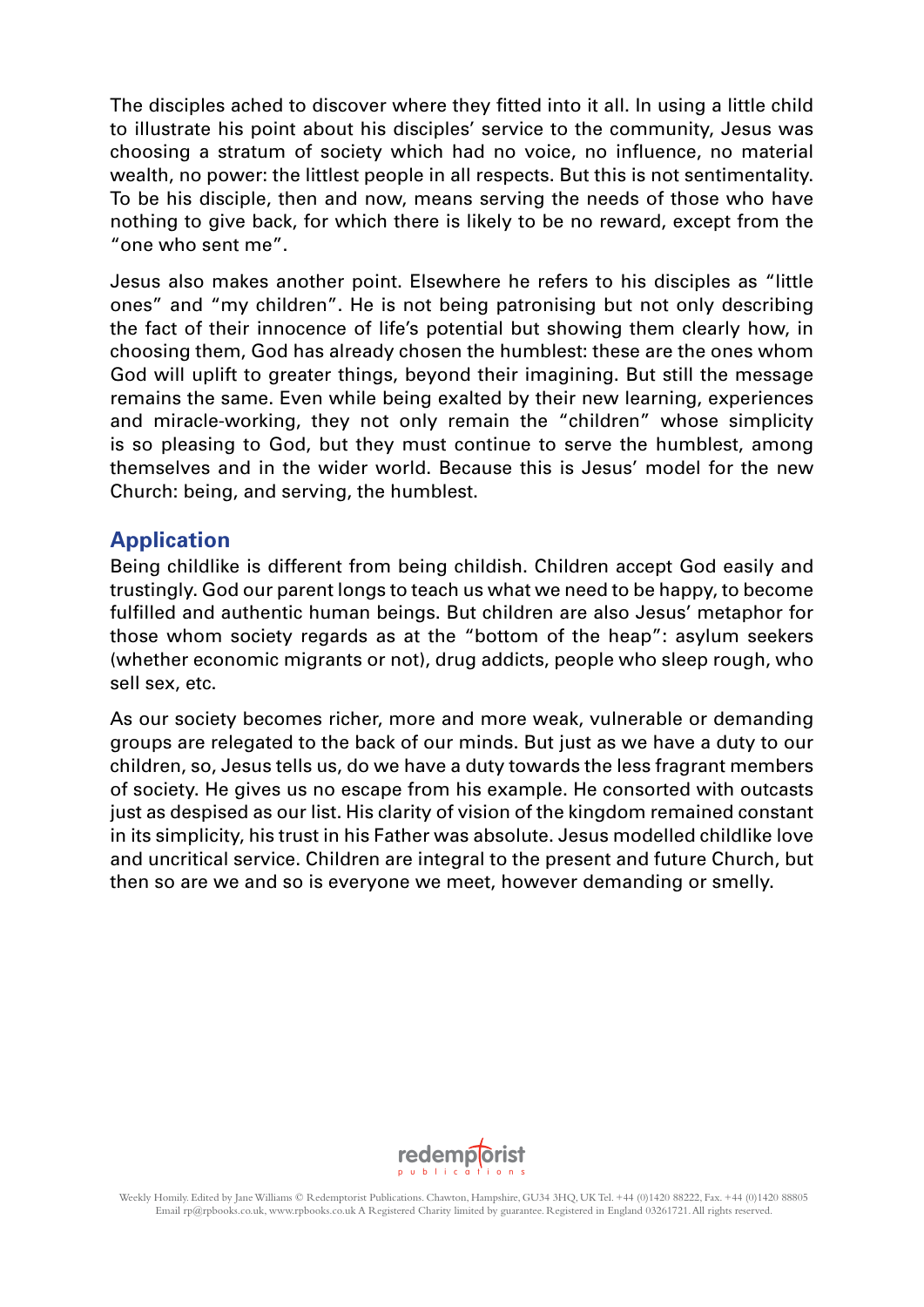The disciples ached to discover where they fitted into it all. In using a little child to illustrate his point about his disciples' service to the community, Jesus was choosing a stratum of society which had no voice, no influence, no material wealth, no power: the littlest people in all respects. But this is not sentimentality. To be his disciple, then and now, means serving the needs of those who have nothing to give back, for which there is likely to be no reward, except from the "one who sent me".

Jesus also makes another point. Elsewhere he refers to his disciples as "little ones" and "my children". He is not being patronising but not only describing the fact of their innocence of life's potential but showing them clearly how, in choosing them, God has already chosen the humblest: these are the ones whom God will uplift to greater things, beyond their imagining. But still the message remains the same. Even while being exalted by their new learning, experiences and miracle-working, they not only remain the "children" whose simplicity is so pleasing to God, but they must continue to serve the humblest, among themselves and in the wider world. Because this is Jesus' model for the new Church: being, and serving, the humblest.

## Application

Being childlike is different from being childish. Children accept God easily and trustingly. God our parent longs to teach us what we need to be happy, to become fulfilled and authentic human beings. But children are also Jesus' metaphor for those whom society regards as at the "bottom of the heap": asylum seekers (whether economic migrants or not), drug addicts, people who sleep rough, who sell sex, etc.

As our society becomes richer, more and more weak, vulnerable or demanding groups are relegated to the back of our minds. But just as we have a duty to our children, so, Jesus tells us, do we have a duty towards the less fragrant members of society. He gives us no escape from his example. He consorted with outcasts just as despised as our list. His clarity of vision of the kingdom remained constant in its simplicity, his trust in his Father was absolute. Jesus modelled childlike love and uncritical service. Children are integral to the present and future Church, but then so are we and so is everyone we meet, however demanding or smelly.

redemptorist publications

Weekly Homily. Edited by Jane Williams © Redemptorist Publications. Chawton, Hampshire, GU34 3HQ, UK Tel. +44 (0)1420 88222, Fax. +44 (0)1420 88805 Email rp@rpbooks.co.uk, www.rpbooks.co.uk A Registered Charity limited by guarantee. Registered in England 03261721. All rights reserved.